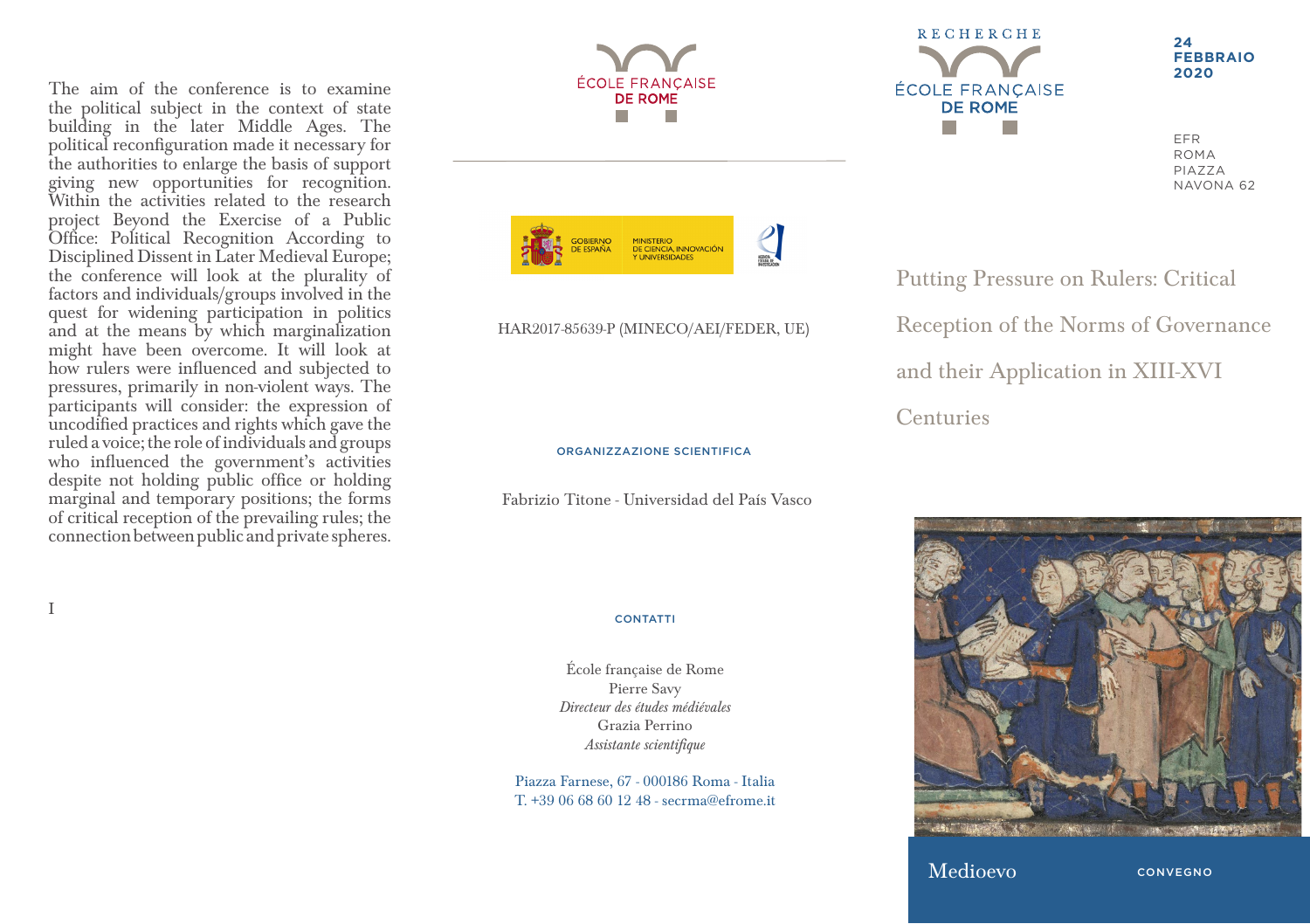The aim of the conference is to examine the political subject in the context of state building in the later Middle Ages. The political reconfiguration made it necessary for the authorities to enlarge the basis of support giving new opportunities for recognition. Within the activities related to the research project Beyond the Exercise of a Public Office: Political Recognition According to Disciplined Dissent in Later Medieval Europe; the conference will look at the plurality of factors and individuals/groups involved in the quest for widening participation in politics and at the means by which marginalization might have been overcome. It will look at how rulers were influenced and subjected to pressures, primarily in non-violent ways. The participants will consider: the expression of uncodified practices and rights which gave the ruled a voice; the role of individuals and groups who influenced the government's activities despite not holding public office or holding marginal and temporary positions; the forms of critical reception of the prevailing rules; the connection between public and private spheres.

I

ÉCOLE FRANÇAISE DE ROME

GOBIERNO DE ESPAÑA — MINISTERIO DE CIENCIA, INNOVACIÓN Y UNIVERSIDADES

HAR2017-85639-P (MINECO/AEI/FEDER, UE)

ORGANIZZAZIONE SCIENTIFICA

Fabrizio Titone - Universidad del País Vasco

CONTATTI

École française de Rome
Pierre Savy
*Directeur des études médiévales*
Grazia Perrino
*Assistante scientifique*

Piazza Farnese, 67 - 000186 Roma - Italia
T. +39 06 68 60 12 48 - secrma@efrome.it

RECHERCHE
ÉCOLE FRANÇAISE DE ROME

**24 FEBBRAIO 2020**

EFR
ROMA
PIAZZA
NAVONA 62

# Putting Pressure on Rulers: Critical Reception of the Norms of Governance and their Application in XIII-XVI Centuries

Medioevo

CONVEGNO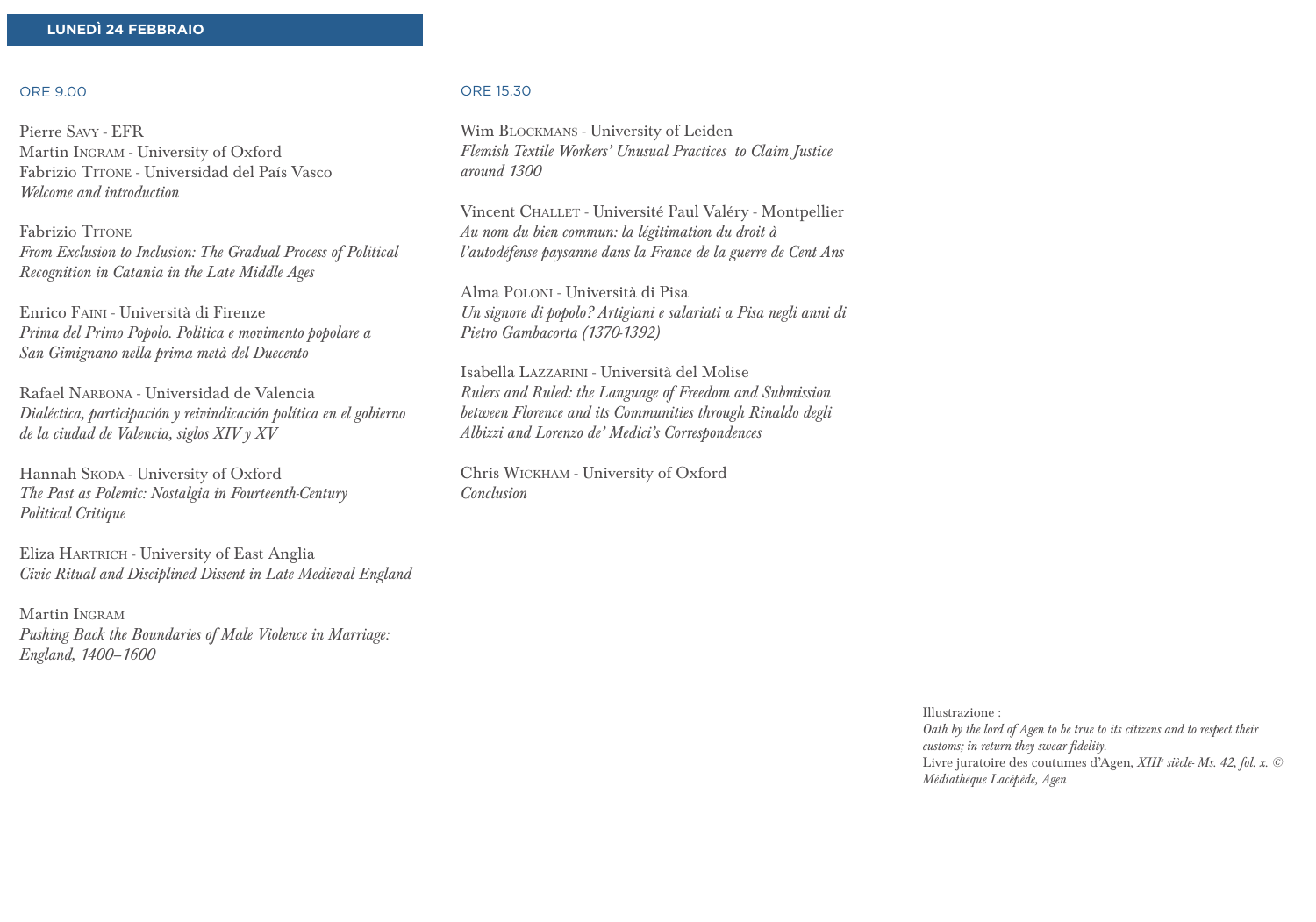## LUNEDÌ 24 FEBBRAIO

### ORE 9.00

Pierre Savy - EFR  
Martin Ingram - University of Oxford  
Fabrizio Titone - Universidad del País Vasco  
*Welcome and introduction*

Fabrizio Titone  
*From Exclusion to Inclusion: The Gradual Process of Political Recognition in Catania in the Late Middle Ages*

Enrico Faini - Università di Firenze  
*Prima del Primo Popolo. Politica e movimento popolare a San Gimignano nella prima metà del Duecento*

Rafael Narbona - Universidad de Valencia  
*Dialéctica, participación y reivindicación política en el gobierno de la ciudad de Valencia, siglos XIV y XV*

Hannah Skoda - University of Oxford  
*The Past as Polemic: Nostalgia in Fourteenth-Century Political Critique*

Eliza Hartrich - University of East Anglia  
*Civic Ritual and Disciplined Dissent in Late Medieval England*

Martin Ingram  
*Pushing Back the Boundaries of Male Violence in Marriage: England, 1400–1600*

### ORE 15.30

Wim Blockmans - University of Leiden  
*Flemish Textile Workers' Unusual Practices to Claim Justice around 1300*

Vincent Challet - Université Paul Valéry - Montpellier  
*Au nom du bien commun: la légitimation du droit à l'autodéfense paysanne dans la France de la guerre de Cent Ans*

Alma Poloni - Università di Pisa  
*Un signore di popolo? Artigiani e salariati a Pisa negli anni di Pietro Gambacorta (1370-1392)*

Isabella Lazzarini - Università del Molise  
*Rulers and Ruled: the Language of Freedom and Submission between Florence and its Communities through Rinaldo degli Albizzi and Lorenzo de' Medici's Correspondences*

Chris Wickham - University of Oxford  
*Conclusion*

Illustrazione :  
*Oath by the lord of Agen to be true to its citizens and to respect their customs; in return they swear fidelity.*  
Livre juratoire des coutumes d'Agen, *XIII[e] siècle- Ms. 42, fol. x. © Médiathèque Lacépède, Agen*